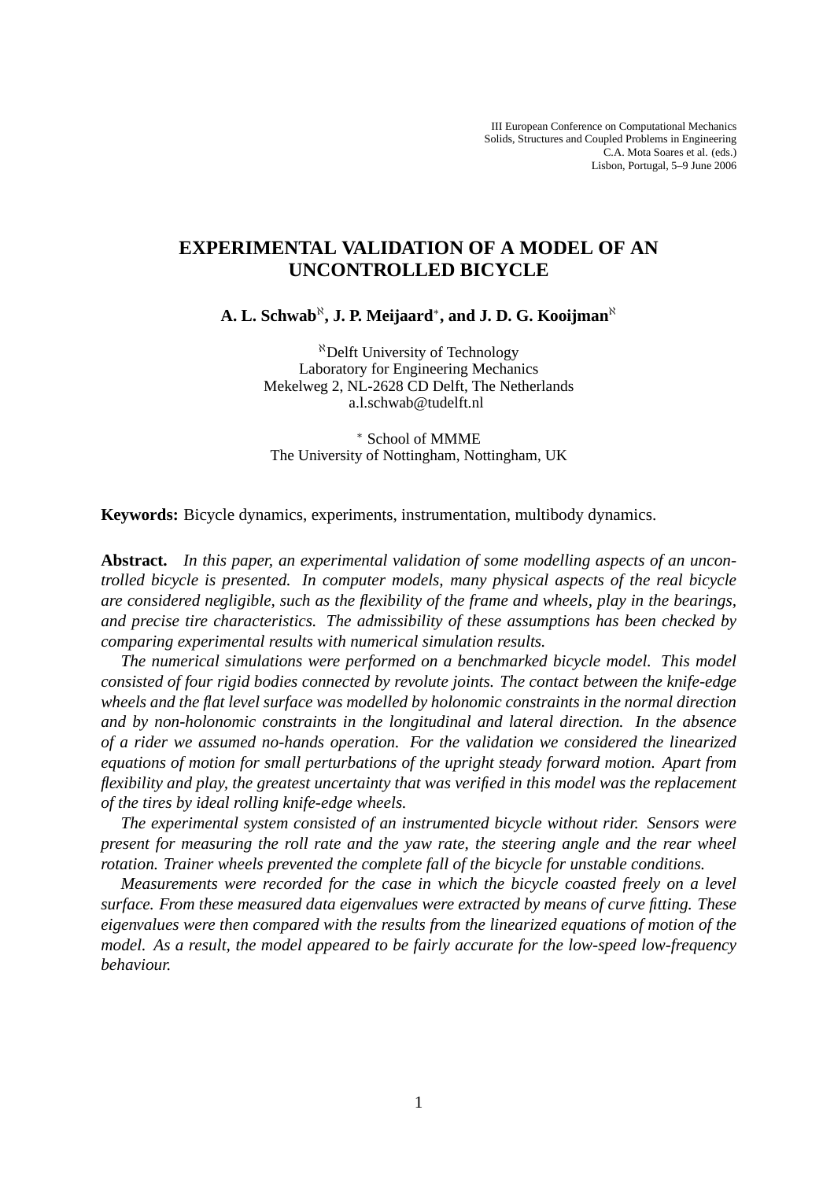III European Conference on Computational Mechanics
Solids, Structures and Coupled Problems in Engineering
C.A. Mota Soares et al. (eds.)
Lisbon, Portugal, 5–9 June 2006

# EXPERIMENTAL VALIDATION OF A MODEL OF AN UNCONTROLLED BICYCLE

**A. L. Schwab[ℵ], J. P. Meijaard[*], and J. D. G. Kooijman[ℵ]**

[ℵ]Delft University of Technology
Laboratory for Engineering Mechanics
Mekelweg 2, NL-2628 CD Delft, The Netherlands
a.l.schwab@tudelft.nl

[*] School of MMME
The University of Nottingham, Nottingham, UK

**Keywords:** Bicycle dynamics, experiments, instrumentation, multibody dynamics.

**Abstract.** *In this paper, an experimental validation of some modelling aspects of an uncontrolled bicycle is presented. In computer models, many physical aspects of the real bicycle are considered negligible, such as the flexibility of the frame and wheels, play in the bearings, and precise tire characteristics. The admissibility of these assumptions has been checked by comparing experimental results with numerical simulation results.*

*The numerical simulations were performed on a benchmarked bicycle model. This model consisted of four rigid bodies connected by revolute joints. The contact between the knife-edge wheels and the flat level surface was modelled by holonomic constraints in the normal direction and by non-holonomic constraints in the longitudinal and lateral direction. In the absence of a rider we assumed no-hands operation. For the validation we considered the linearized equations of motion for small perturbations of the upright steady forward motion. Apart from flexibility and play, the greatest uncertainty that was verified in this model was the replacement of the tires by ideal rolling knife-edge wheels.*

*The experimental system consisted of an instrumented bicycle without rider. Sensors were present for measuring the roll rate and the yaw rate, the steering angle and the rear wheel rotation. Trainer wheels prevented the complete fall of the bicycle for unstable conditions.*

*Measurements were recorded for the case in which the bicycle coasted freely on a level surface. From these measured data eigenvalues were extracted by means of curve fitting. These eigenvalues were then compared with the results from the linearized equations of motion of the model. As a result, the model appeared to be fairly accurate for the low-speed low-frequency behaviour.*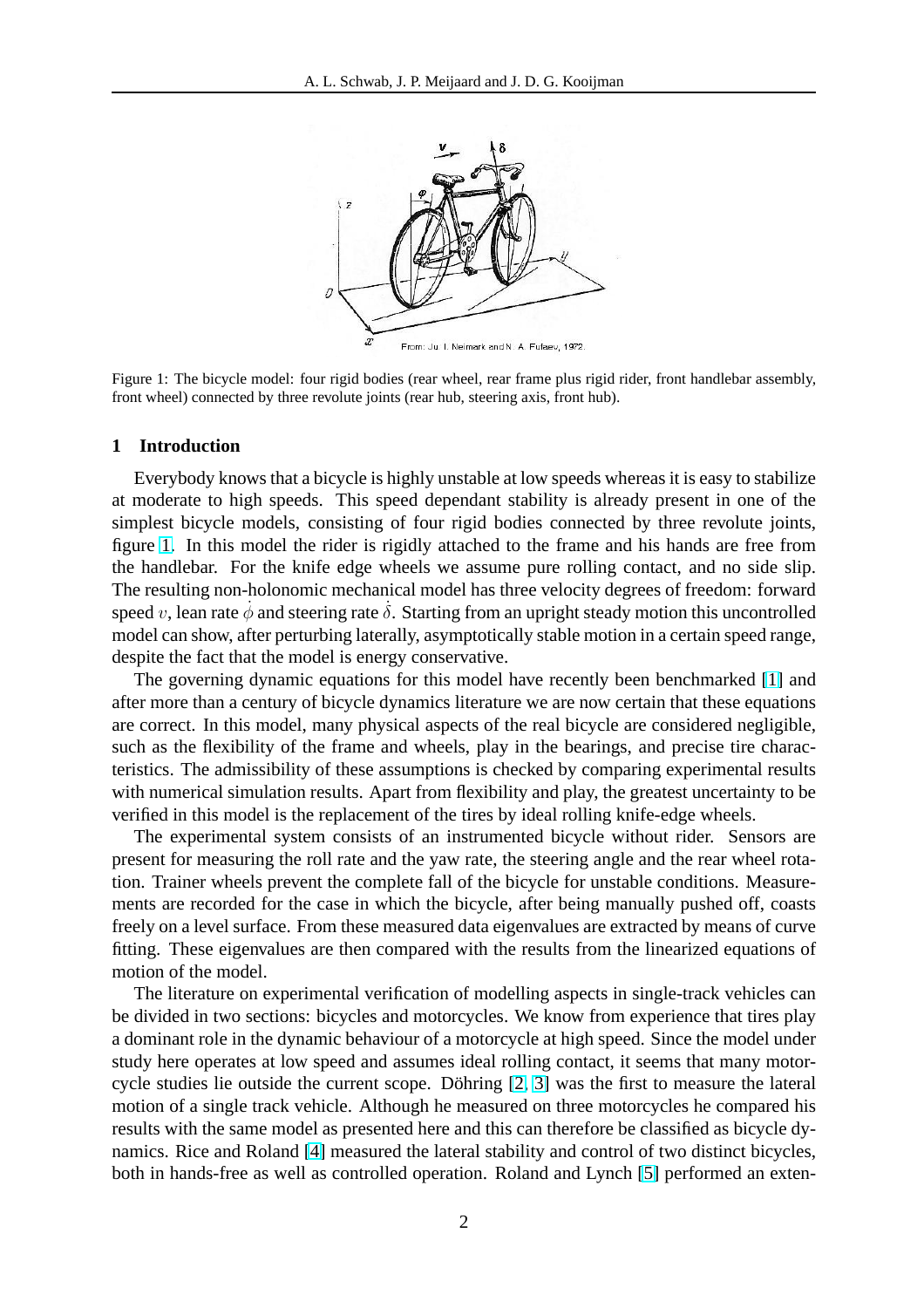Figure 1: The bicycle model: four rigid bodies (rear wheel, rear frame plus rigid rider, front handlebar assembly, front wheel) connected by three revolute joints (rear hub, steering axis, front hub).

## 1 Introduction

Everybody knows that a bicycle is highly unstable at low speeds whereas it is easy to stabilize at moderate to high speeds. This speed dependant stability is already present in one of the simplest bicycle models, consisting of four rigid bodies connected by three revolute joints, figure 1. In this model the rider is rigidly attached to the frame and his hands are free from the handlebar. For the knife edge wheels we assume pure rolling contact, and no side slip. The resulting non-holonomic mechanical model has three velocity degrees of freedom: forward speed $v$, lean rate $\dot{\phi}$ and steering rate $\dot{\delta}$. Starting from an upright steady motion this uncontrolled model can show, after perturbing laterally, asymptotically stable motion in a certain speed range, despite the fact that the model is energy conservative.

The governing dynamic equations for this model have recently been benchmarked [1] and after more than a century of bicycle dynamics literature we are now certain that these equations are correct. In this model, many physical aspects of the real bicycle are considered negligible, such as the flexibility of the frame and wheels, play in the bearings, and precise tire characteristics. The admissibility of these assumptions is checked by comparing experimental results with numerical simulation results. Apart from flexibility and play, the greatest uncertainty to be verified in this model is the replacement of the tires by ideal rolling knife-edge wheels.

The experimental system consists of an instrumented bicycle without rider. Sensors are present for measuring the roll rate and the yaw rate, the steering angle and the rear wheel rotation. Trainer wheels prevent the complete fall of the bicycle for unstable conditions. Measurements are recorded for the case in which the bicycle, after being manually pushed off, coasts freely on a level surface. From these measured data eigenvalues are extracted by means of curve fitting. These eigenvalues are then compared with the results from the linearized equations of motion of the model.

The literature on experimental verification of modelling aspects in single-track vehicles can be divided in two sections: bicycles and motorcycles. We know from experience that tires play a dominant role in the dynamic behaviour of a motorcycle at high speed. Since the model under study here operates at low speed and assumes ideal rolling contact, it seems that many motorcycle studies lie outside the current scope. Döhring [2, 3] was the first to measure the lateral motion of a single track vehicle. Although he measured on three motorcycles he compared his results with the same model as presented here and this can therefore be classified as bicycle dynamics. Rice and Roland [4] measured the lateral stability and control of two distinct bicycles, both in hands-free as well as controlled operation. Roland and Lynch [5] performed an exten-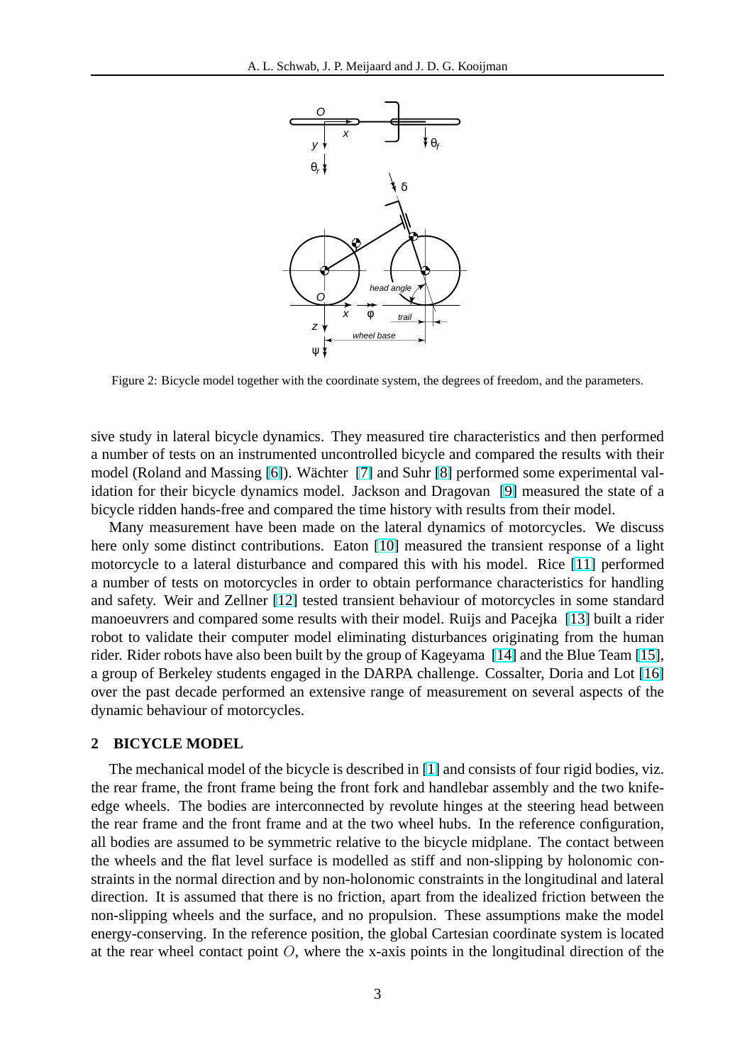Figure 2: Bicycle model together with the coordinate system, the degrees of freedom, and the parameters.

sive study in lateral bicycle dynamics. They measured tire characteristics and then performed a number of tests on an instrumented uncontrolled bicycle and compared the results with their model (Roland and Massing [6]). Wächter [7] and Suhr [8] performed some experimental validation for their bicycle dynamics model. Jackson and Dragovan [9] measured the state of a bicycle ridden hands-free and compared the time history with results from their model.

Many measurement have been made on the lateral dynamics of motorcycles. We discuss here only some distinct contributions. Eaton [10] measured the transient response of a light motorcycle to a lateral disturbance and compared this with his model. Rice [11] performed a number of tests on motorcycles in order to obtain performance characteristics for handling and safety. Weir and Zellner [12] tested transient behaviour of motorcycles in some standard manoeuvrers and compared some results with their model. Ruijs and Pacejka [13] built a rider robot to validate their computer model eliminating disturbances originating from the human rider. Rider robots have also been built by the group of Kageyama [14] and the Blue Team [15], a group of Berkeley students engaged in the DARPA challenge. Cossalter, Doria and Lot [16] over the past decade performed an extensive range of measurement on several aspects of the dynamic behaviour of motorcycles.

## 2 BICYCLE MODEL

The mechanical model of the bicycle is described in [1] and consists of four rigid bodies, viz. the rear frame, the front frame being the front fork and handlebar assembly and the two knife-edge wheels. The bodies are interconnected by revolute hinges at the steering head between the rear frame and the front frame and at the two wheel hubs. In the reference configuration, all bodies are assumed to be symmetric relative to the bicycle midplane. The contact between the wheels and the flat level surface is modelled as stiff and non-slipping by holonomic constraints in the normal direction and by non-holonomic constraints in the longitudinal and lateral direction. It is assumed that there is no friction, apart from the idealized friction between the non-slipping wheels and the surface, and no propulsion. These assumptions make the model energy-conserving. In the reference position, the global Cartesian coordinate system is located at the rear wheel contact point $O$, where the x-axis points in the longitudinal direction of the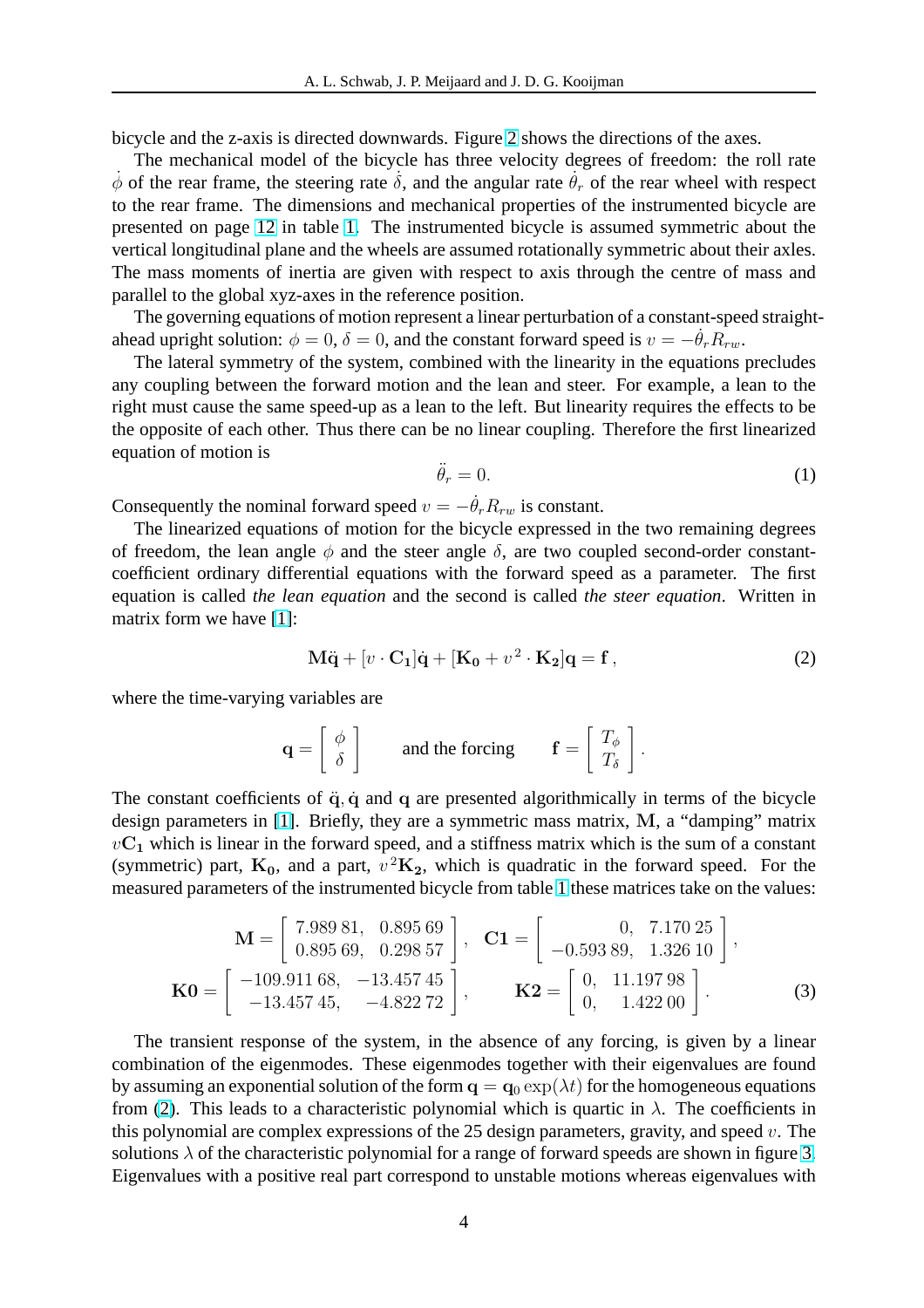bicycle and the z-axis is directed downwards. Figure 2 shows the directions of the axes.

The mechanical model of the bicycle has three velocity degrees of freedom: the roll rate $\dot{\phi}$ of the rear frame, the steering rate $\dot{\delta}$, and the angular rate $\dot{\theta}_r$ of the rear wheel with respect to the rear frame. The dimensions and mechanical properties of the instrumented bicycle are presented on page 12 in table 1. The instrumented bicycle is assumed symmetric about the vertical longitudinal plane and the wheels are assumed rotationally symmetric about their axles. The mass moments of inertia are given with respect to axis through the centre of mass and parallel to the global xyz-axes in the reference position.

The governing equations of motion represent a linear perturbation of a constant-speed straight-ahead upright solution: $\phi = 0$, $\delta = 0$, and the constant forward speed is $v = -\dot{\theta}_r R_{rw}$.

The lateral symmetry of the system, combined with the linearity in the equations precludes any coupling between the forward motion and the lean and steer. For example, a lean to the right must cause the same speed-up as a lean to the left. But linearity requires the effects to be the opposite of each other. Thus there can be no linear coupling. Therefore the first linearized equation of motion is

$$\ddot{\theta}_r = 0. \tag{1}$$

Consequently the nominal forward speed $v = -\dot{\theta}_r R_{rw}$ is constant.

The linearized equations of motion for the bicycle expressed in the two remaining degrees of freedom, the lean angle $\phi$ and the steer angle $\delta$, are two coupled second-order constant-coefficient ordinary differential equations with the forward speed as a parameter. The first equation is called *the lean equation* and the second is called *the steer equation*. Written in matrix form we have [1]:

$$\mathbf{M}\ddot{\mathbf{q}} + [v \cdot \mathbf{C_1}]\dot{\mathbf{q}} + [\mathbf{K_0} + v^2 \cdot \mathbf{K_2}]\mathbf{q} = \mathbf{f}\,, \tag{2}$$

where the time-varying variables are

$$\mathbf{q} = \begin{bmatrix} \phi \\ \delta \end{bmatrix} \qquad \text{and the forcing} \qquad \mathbf{f} = \begin{bmatrix} T_\phi \\ T_\delta \end{bmatrix}.$$

The constant coefficients of $\ddot{\mathbf{q}}, \dot{\mathbf{q}}$ and $\mathbf{q}$ are presented algorithmically in terms of the bicycle design parameters in [1]. Briefly, they are a symmetric mass matrix, $\mathbf{M}$, a "damping" matrix $v\mathbf{C_1}$ which is linear in the forward speed, and a stiffness matrix which is the sum of a constant (symmetric) part, $\mathbf{K_0}$, and a part, $v^2\mathbf{K_2}$, which is quadratic in the forward speed. For the measured parameters of the instrumented bicycle from table 1 these matrices take on the values:

$$\mathbf{M} = \begin{bmatrix} 7.989\,81, & 0.895\,69 \\ 0.895\,69, & 0.298\,57 \end{bmatrix}, \quad \mathbf{C1} = \begin{bmatrix} 0, & 7.170\,25 \\ -0.593\,89, & 1.326\,10 \end{bmatrix},$$
$$\mathbf{K0} = \begin{bmatrix} -109.911\,68, & -13.457\,45 \\ -13.457\,45, & -4.822\,72 \end{bmatrix}, \qquad \mathbf{K2} = \begin{bmatrix} 0, & 11.197\,98 \\ 0, & 1.422\,00 \end{bmatrix}. \tag{3}$$

The transient response of the system, in the absence of any forcing, is given by a linear combination of the eigenmodes. These eigenmodes together with their eigenvalues are found by assuming an exponential solution of the form $\mathbf{q} = \mathbf{q}_0 \exp(\lambda t)$ for the homogeneous equations from (2). This leads to a characteristic polynomial which is quartic in $\lambda$. The coefficients in this polynomial are complex expressions of the 25 design parameters, gravity, and speed $v$. The solutions $\lambda$ of the characteristic polynomial for a range of forward speeds are shown in figure 3. Eigenvalues with a positive real part correspond to unstable motions whereas eigenvalues with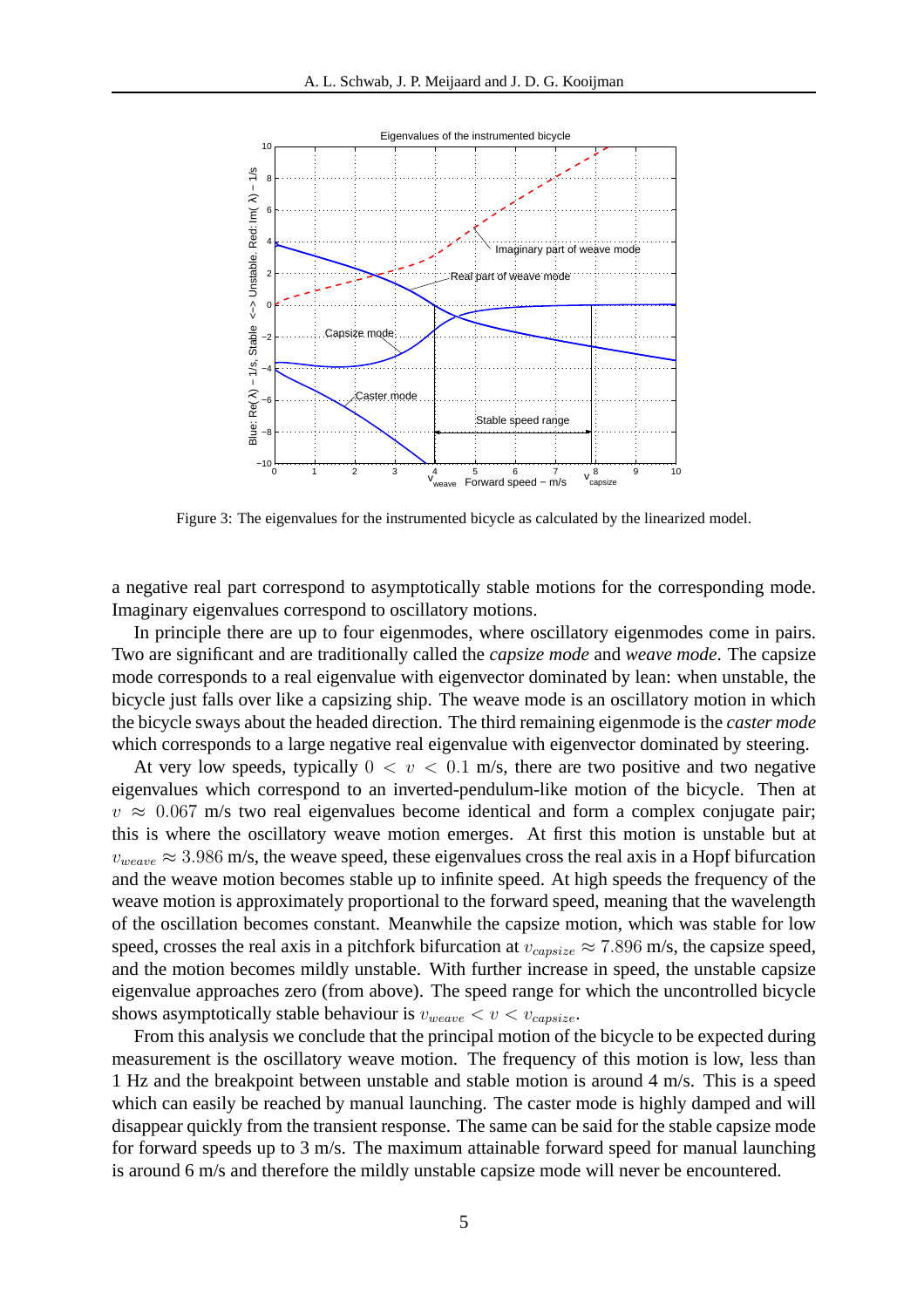Figure 3: The eigenvalues for the instrumented bicycle as calculated by the linearized model.

a negative real part correspond to asymptotically stable motions for the corresponding mode. Imaginary eigenvalues correspond to oscillatory motions.

In principle there are up to four eigenmodes, where oscillatory eigenmodes come in pairs. Two are significant and are traditionally called the *capsize mode* and *weave mode*. The capsize mode corresponds to a real eigenvalue with eigenvector dominated by lean: when unstable, the bicycle just falls over like a capsizing ship. The weave mode is an oscillatory motion in which the bicycle sways about the headed direction. The third remaining eigenmode is the *caster mode* which corresponds to a large negative real eigenvalue with eigenvector dominated by steering.

At very low speeds, typically $0 < v < 0.1$ m/s, there are two positive and two negative eigenvalues which correspond to an inverted-pendulum-like motion of the bicycle. Then at $v \approx 0.067$ m/s two real eigenvalues become identical and form a complex conjugate pair; this is where the oscillatory weave motion emerges. At first this motion is unstable but at $v_{weave} \approx 3.986$ m/s, the weave speed, these eigenvalues cross the real axis in a Hopf bifurcation and the weave motion becomes stable up to infinite speed. At high speeds the frequency of the weave motion is approximately proportional to the forward speed, meaning that the wavelength of the oscillation becomes constant. Meanwhile the capsize motion, which was stable for low speed, crosses the real axis in a pitchfork bifurcation at $v_{capsize} \approx 7.896$ m/s, the capsize speed, and the motion becomes mildly unstable. With further increase in speed, the unstable capsize eigenvalue approaches zero (from above). The speed range for which the uncontrolled bicycle shows asymptotically stable behaviour is $v_{weave} < v < v_{capsize}$.

From this analysis we conclude that the principal motion of the bicycle to be expected during measurement is the oscillatory weave motion. The frequency of this motion is low, less than 1 Hz and the breakpoint between unstable and stable motion is around 4 m/s. This is a speed which can easily be reached by manual launching. The caster mode is highly damped and will disappear quickly from the transient response. The same can be said for the stable capsize mode for forward speeds up to 3 m/s. The maximum attainable forward speed for manual launching is around 6 m/s and therefore the mildly unstable capsize mode will never be encountered.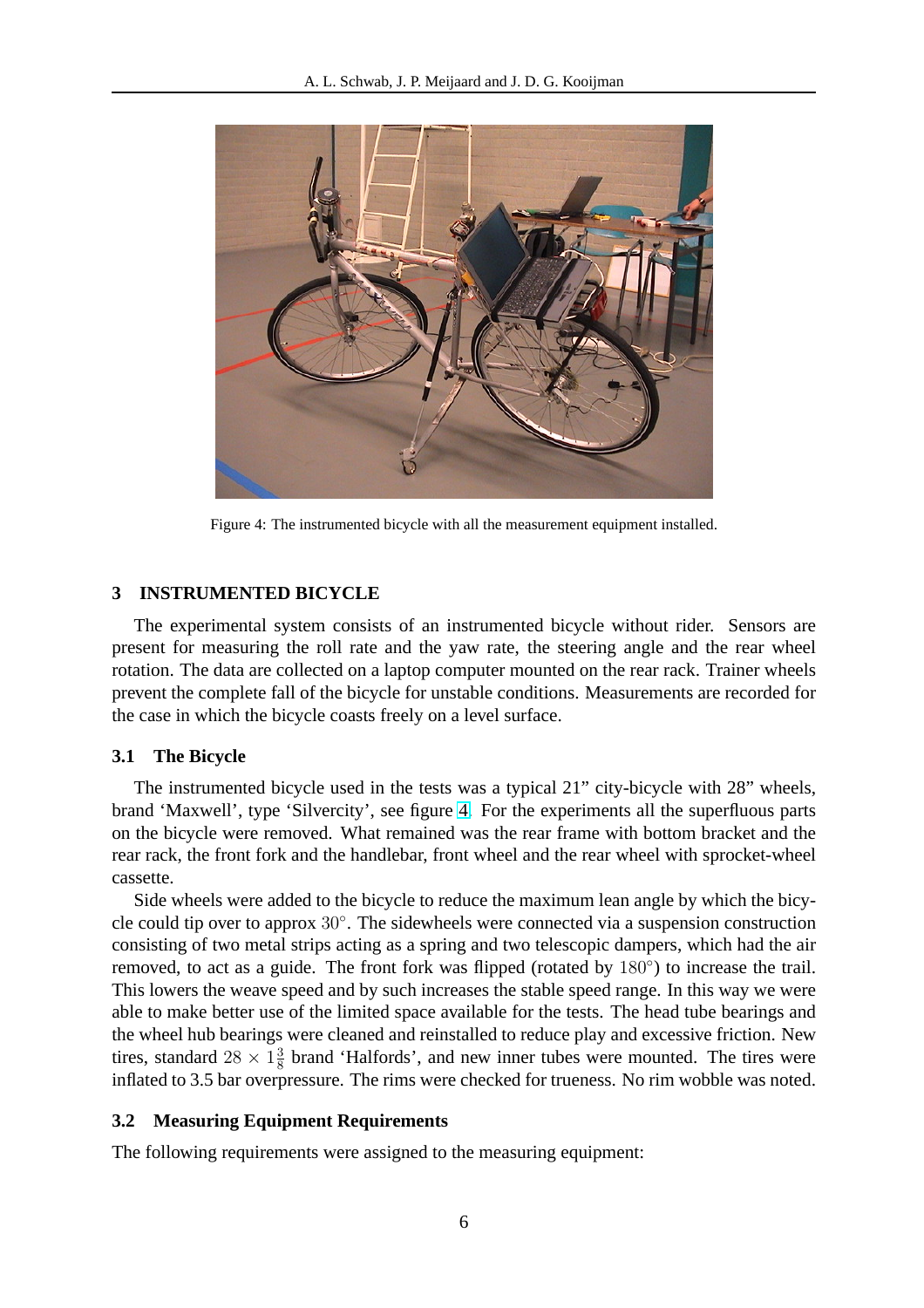Figure 4: The instrumented bicycle with all the measurement equipment installed.

## 3 INSTRUMENTED BICYCLE

The experimental system consists of an instrumented bicycle without rider. Sensors are present for measuring the roll rate and the yaw rate, the steering angle and the rear wheel rotation. The data are collected on a laptop computer mounted on the rear rack. Trainer wheels prevent the complete fall of the bicycle for unstable conditions. Measurements are recorded for the case in which the bicycle coasts freely on a level surface.

### 3.1 The Bicycle

The instrumented bicycle used in the tests was a typical 21" city-bicycle with 28" wheels, brand 'Maxwell', type 'Silvercity', see figure 4. For the experiments all the superfluous parts on the bicycle were removed. What remained was the rear frame with bottom bracket and the rear rack, the front fork and the handlebar, front wheel and the rear wheel with sprocket-wheel cassette.

Side wheels were added to the bicycle to reduce the maximum lean angle by which the bicycle could tip over to approx $30°$. The sidewheels were connected via a suspension construction consisting of two metal strips acting as a spring and two telescopic dampers, which had the air removed, to act as a guide. The front fork was flipped (rotated by $180°$) to increase the trail. This lowers the weave speed and by such increases the stable speed range. In this way we were able to make better use of the limited space available for the tests. The head tube bearings and the wheel hub bearings were cleaned and reinstalled to reduce play and excessive friction. New tires, standard $28 \times 1\frac{3}{8}$ brand 'Halfords', and new inner tubes were mounted. The tires were inflated to 3.5 bar overpressure. The rims were checked for trueness. No rim wobble was noted.

### 3.2 Measuring Equipment Requirements

The following requirements were assigned to the measuring equipment: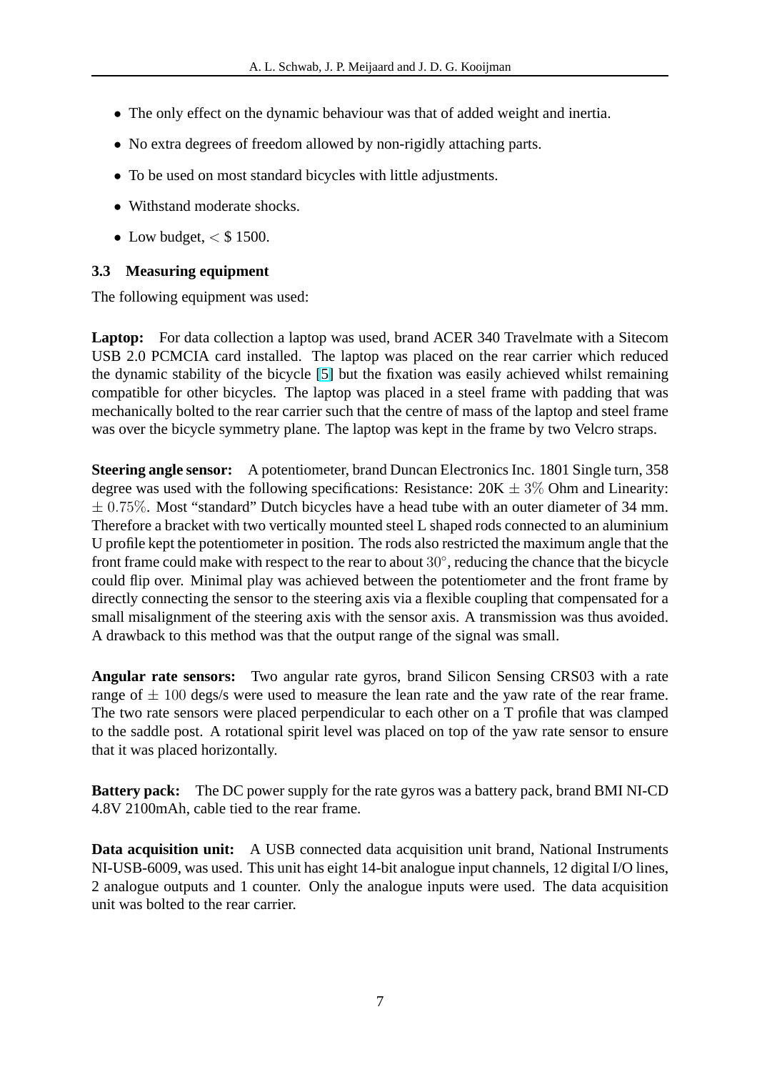- The only effect on the dynamic behaviour was that of added weight and inertia.
- No extra degrees of freedom allowed by non-rigidly attaching parts.
- To be used on most standard bicycles with little adjustments.
- Withstand moderate shocks.
- Low budget, $<$ $ 1500.

### 3.3 Measuring equipment

The following equipment was used:

**Laptop:** For data collection a laptop was used, brand ACER 340 Travelmate with a Sitecom USB 2.0 PCMCIA card installed. The laptop was placed on the rear carrier which reduced the dynamic stability of the bicycle [5] but the fixation was easily achieved whilst remaining compatible for other bicycles. The laptop was placed in a steel frame with padding that was mechanically bolted to the rear carrier such that the centre of mass of the laptop and steel frame was over the bicycle symmetry plane. The laptop was kept in the frame by two Velcro straps.

**Steering angle sensor:** A potentiometer, brand Duncan Electronics Inc. 1801 Single turn, 358 degree was used with the following specifications: Resistance: 20K $\pm$ $3\%$ Ohm and Linearity: $\pm$ $0.75\%$. Most "standard" Dutch bicycles have a head tube with an outer diameter of 34 mm. Therefore a bracket with two vertically mounted steel L shaped rods connected to an aluminium U profile kept the potentiometer in position. The rods also restricted the maximum angle that the front frame could make with respect to the rear to about $30^{\circ}$, reducing the chance that the bicycle could flip over. Minimal play was achieved between the potentiometer and the front frame by directly connecting the sensor to the steering axis via a flexible coupling that compensated for a small misalignment of the steering axis with the sensor axis. A transmission was thus avoided. A drawback to this method was that the output range of the signal was small.

**Angular rate sensors:** Two angular rate gyros, brand Silicon Sensing CRS03 with a rate range of $\pm$ $100$ degs/s were used to measure the lean rate and the yaw rate of the rear frame. The two rate sensors were placed perpendicular to each other on a T profile that was clamped to the saddle post. A rotational spirit level was placed on top of the yaw rate sensor to ensure that it was placed horizontally.

**Battery pack:** The DC power supply for the rate gyros was a battery pack, brand BMI NI-CD 4.8V 2100mAh, cable tied to the rear frame.

**Data acquisition unit:** A USB connected data acquisition unit brand, National Instruments NI-USB-6009, was used. This unit has eight 14-bit analogue input channels, 12 digital I/O lines, 2 analogue outputs and 1 counter. Only the analogue inputs were used. The data acquisition unit was bolted to the rear carrier.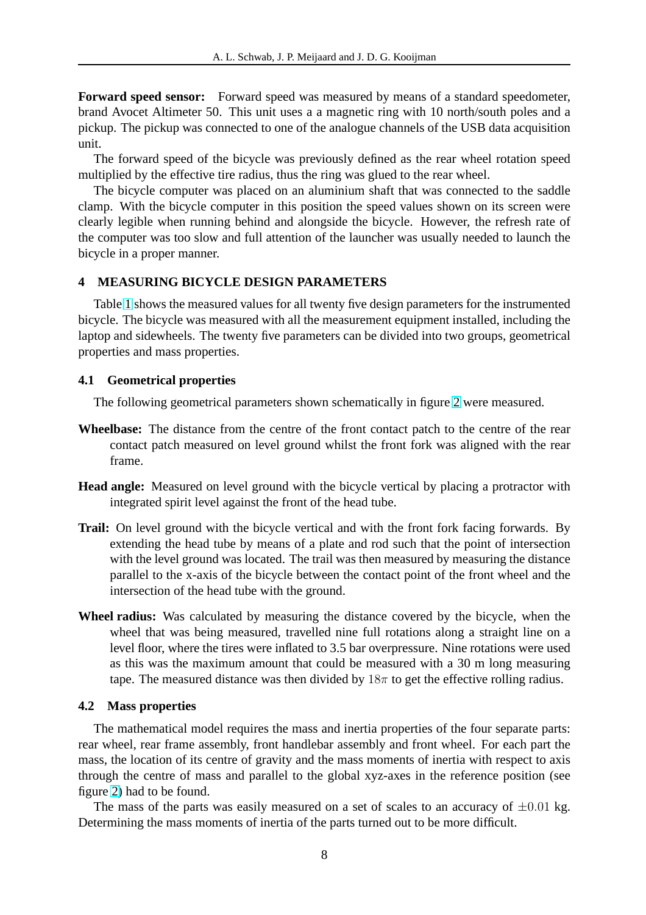**Forward speed sensor:** Forward speed was measured by means of a standard speedometer, brand Avocet Altimeter 50. This unit uses a a magnetic ring with 10 north/south poles and a pickup. The pickup was connected to one of the analogue channels of the USB data acquisition unit.

The forward speed of the bicycle was previously defined as the rear wheel rotation speed multiplied by the effective tire radius, thus the ring was glued to the rear wheel.

The bicycle computer was placed on an aluminium shaft that was connected to the saddle clamp. With the bicycle computer in this position the speed values shown on its screen were clearly legible when running behind and alongside the bicycle. However, the refresh rate of the computer was too slow and full attention of the launcher was usually needed to launch the bicycle in a proper manner.

## 4 MEASURING BICYCLE DESIGN PARAMETERS

Table 1 shows the measured values for all twenty five design parameters for the instrumented bicycle. The bicycle was measured with all the measurement equipment installed, including the laptop and sidewheels. The twenty five parameters can be divided into two groups, geometrical properties and mass properties.

### 4.1 Geometrical properties

The following geometrical parameters shown schematically in figure 2 were measured.

**Wheelbase:** The distance from the centre of the front contact patch to the centre of the rear contact patch measured on level ground whilst the front fork was aligned with the rear frame.

**Head angle:** Measured on level ground with the bicycle vertical by placing a protractor with integrated spirit level against the front of the head tube.

**Trail:** On level ground with the bicycle vertical and with the front fork facing forwards. By extending the head tube by means of a plate and rod such that the point of intersection with the level ground was located. The trail was then measured by measuring the distance parallel to the x-axis of the bicycle between the contact point of the front wheel and the intersection of the head tube with the ground.

**Wheel radius:** Was calculated by measuring the distance covered by the bicycle, when the wheel that was being measured, travelled nine full rotations along a straight line on a level floor, where the tires were inflated to 3.5 bar overpressure. Nine rotations were used as this was the maximum amount that could be measured with a 30 m long measuring tape. The measured distance was then divided by $18\pi$ to get the effective rolling radius.

### 4.2 Mass properties

The mathematical model requires the mass and inertia properties of the four separate parts: rear wheel, rear frame assembly, front handlebar assembly and front wheel. For each part the mass, the location of its centre of gravity and the mass moments of inertia with respect to axis through the centre of mass and parallel to the global xyz-axes in the reference position (see figure 2) had to be found.

The mass of the parts was easily measured on a set of scales to an accuracy of $\pm 0.01$ kg. Determining the mass moments of inertia of the parts turned out to be more difficult.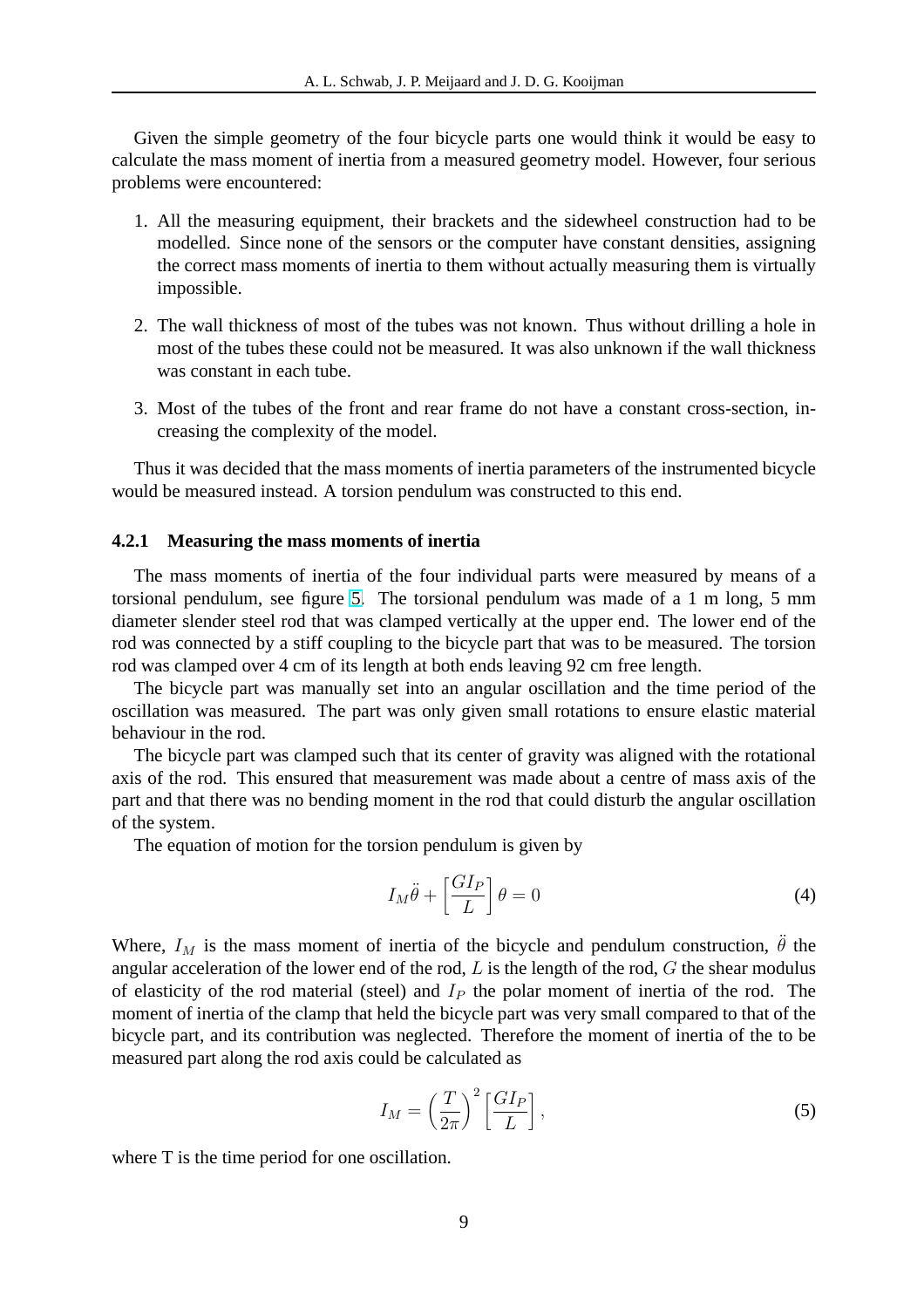Given the simple geometry of the four bicycle parts one would think it would be easy to calculate the mass moment of inertia from a measured geometry model. However, four serious problems were encountered:

1. All the measuring equipment, their brackets and the sidewheel construction had to be modelled. Since none of the sensors or the computer have constant densities, assigning the correct mass moments of inertia to them without actually measuring them is virtually impossible.
2. The wall thickness of most of the tubes was not known. Thus without drilling a hole in most of the tubes these could not be measured. It was also unknown if the wall thickness was constant in each tube.
3. Most of the tubes of the front and rear frame do not have a constant cross-section, increasing the complexity of the model.

Thus it was decided that the mass moments of inertia parameters of the instrumented bicycle would be measured instead. A torsion pendulum was constructed to this end.

### 4.2.1 Measuring the mass moments of inertia

The mass moments of inertia of the four individual parts were measured by means of a torsional pendulum, see figure 5. The torsional pendulum was made of a 1 m long, 5 mm diameter slender steel rod that was clamped vertically at the upper end. The lower end of the rod was connected by a stiff coupling to the bicycle part that was to be measured. The torsion rod was clamped over 4 cm of its length at both ends leaving 92 cm free length.

The bicycle part was manually set into an angular oscillation and the time period of the oscillation was measured. The part was only given small rotations to ensure elastic material behaviour in the rod.

The bicycle part was clamped such that its center of gravity was aligned with the rotational axis of the rod. This ensured that measurement was made about a centre of mass axis of the part and that there was no bending moment in the rod that could disturb the angular oscillation of the system.

The equation of motion for the torsion pendulum is given by

$$I_M \ddot{\theta} + \left[\frac{GI_P}{L}\right] \theta = 0 \tag{4}$$

Where, $I_M$ is the mass moment of inertia of the bicycle and pendulum construction, $\ddot{\theta}$ the angular acceleration of the lower end of the rod, $L$ is the length of the rod, $G$ the shear modulus of elasticity of the rod material (steel) and $I_P$ the polar moment of inertia of the rod. The moment of inertia of the clamp that held the bicycle part was very small compared to that of the bicycle part, and its contribution was neglected. Therefore the moment of inertia of the to be measured part along the rod axis could be calculated as

$$I_M = \left(\frac{T}{2\pi}\right)^2 \left[\frac{GI_P}{L}\right], \tag{5}$$

where T is the time period for one oscillation.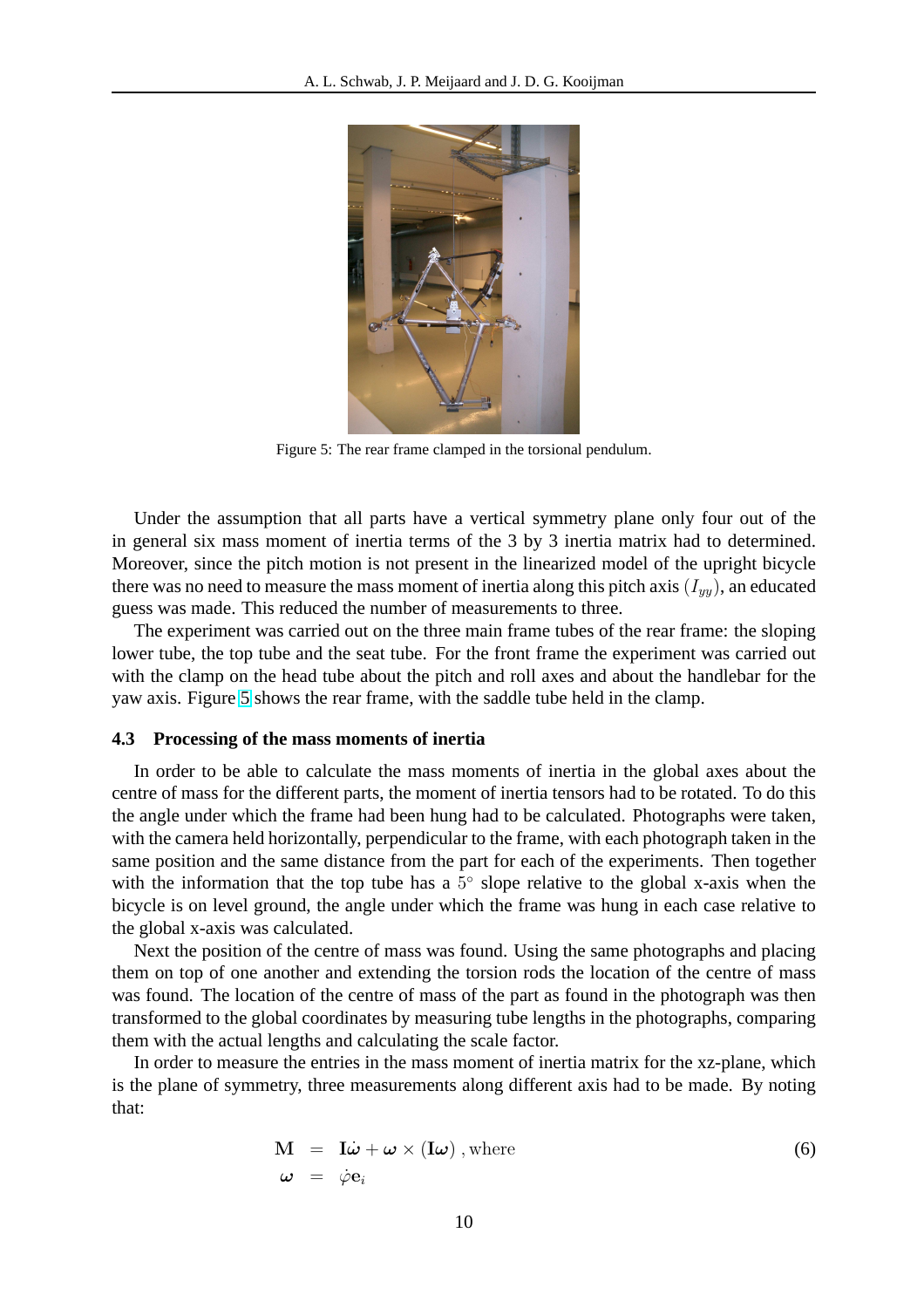Figure 5: The rear frame clamped in the torsional pendulum.

Under the assumption that all parts have a vertical symmetry plane only four out of the in general six mass moment of inertia terms of the 3 by 3 inertia matrix had to determined. Moreover, since the pitch motion is not present in the linearized model of the upright bicycle there was no need to measure the mass moment of inertia along this pitch axis ($I_{yy}$), an educated guess was made. This reduced the number of measurements to three.

The experiment was carried out on the three main frame tubes of the rear frame: the sloping lower tube, the top tube and the seat tube. For the front frame the experiment was carried out with the clamp on the head tube about the pitch and roll axes and about the handlebar for the yaw axis. Figure 5 shows the rear frame, with the saddle tube held in the clamp.

### 4.3 Processing of the mass moments of inertia

In order to be able to calculate the mass moments of inertia in the global axes about the centre of mass for the different parts, the moment of inertia tensors had to be rotated. To do this the angle under which the frame had been hung had to be calculated. Photographs were taken, with the camera held horizontally, perpendicular to the frame, with each photograph taken in the same position and the same distance from the part for each of the experiments. Then together with the information that the top tube has a $5^\circ$ slope relative to the global x-axis when the bicycle is on level ground, the angle under which the frame was hung in each case relative to the global x-axis was calculated.

Next the position of the centre of mass was found. Using the same photographs and placing them on top of one another and extending the torsion rods the location of the centre of mass was found. The location of the centre of mass of the part as found in the photograph was then transformed to the global coordinates by measuring tube lengths in the photographs, comparing them with the actual lengths and calculating the scale factor.

In order to measure the entries in the mass moment of inertia matrix for the xz-plane, which is the plane of symmetry, three measurements along different axis had to be made. By noting that:

$$
\begin{aligned}
\mathrm{M} &= \mathbf{I}\dot{\boldsymbol{\omega}} + \boldsymbol{\omega} \times (\mathbf{I}\boldsymbol{\omega}) \text{ , where} \\
\boldsymbol{\omega} &= \dot{\varphi}\mathbf{e}_i
\end{aligned}
\tag{6}
$$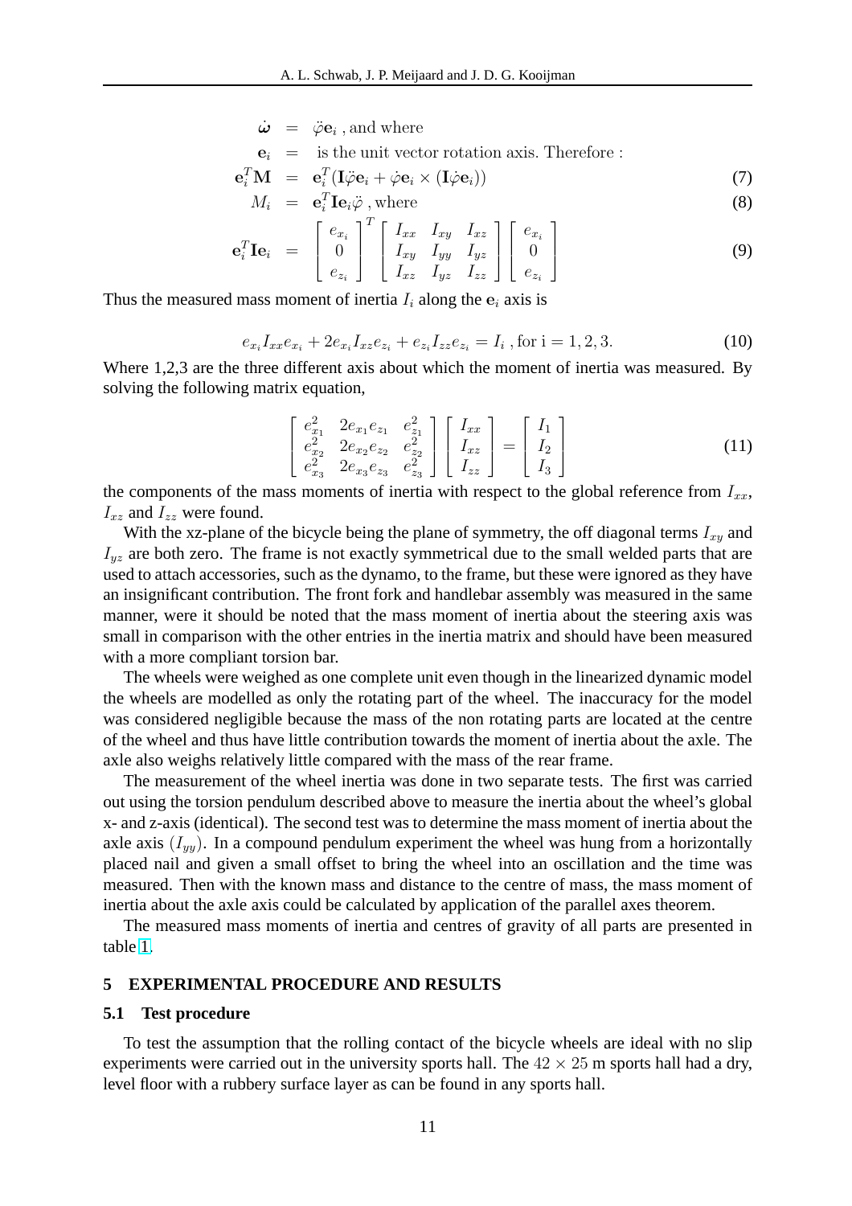$$
\begin{aligned}
\dot{\boldsymbol{\omega}} &= \ddot{\varphi}\mathbf{e}_i \text{ , and where} \\
\mathbf{e}_i &= \text{ is the unit vector rotation axis. Therefore :} \\
\mathbf{e}_i^T\mathbf{M} &= \mathbf{e}_i^T(\mathbf{I}\ddot{\varphi}\mathbf{e}_i + \dot{\varphi}\mathbf{e}_i \times (\mathbf{I}\dot{\varphi}\mathbf{e}_i)) \qquad (7)\\
M_i &= \mathbf{e}_i^T\mathbf{I}\mathbf{e}_i\ddot{\varphi} \text{ , where} \qquad (8)\\
\mathbf{e}_i^T\mathbf{I}\mathbf{e}_i &= \begin{bmatrix} e_{x_i} \\ 0 \\ e_{z_i} \end{bmatrix}^T \begin{bmatrix} I_{xx} & I_{xy} & I_{xz} \\ I_{xy} & I_{yy} & I_{yz} \\ I_{xz} & I_{yz} & I_{zz} \end{bmatrix} \begin{bmatrix} e_{x_i} \\ 0 \\ e_{z_i} \end{bmatrix} \qquad (9)
\end{aligned}
$$

Thus the measured mass moment of inertia $I_i$ along the $\mathbf{e}_i$ axis is

$$
e_{x_i}I_{xx}e_{x_i} + 2e_{x_i}I_{xz}e_{z_i} + e_{z_i}I_{zz}e_{z_i} = I_i \text{ , for i} = 1, 2, 3. \qquad (10)
$$

Where 1,2,3 are the three different axis about which the moment of inertia was measured. By solving the following matrix equation,

$$
\begin{bmatrix} e_{x_1}^2 & 2e_{x_1}e_{z_1} & e_{z_1}^2 \\ e_{x_2}^2 & 2e_{x_2}e_{z_2} & e_{z_2}^2 \\ e_{x_3}^2 & 2e_{x_3}e_{z_3} & e_{z_3}^2 \end{bmatrix} \begin{bmatrix} I_{xx} \\ I_{xz} \\ I_{zz} \end{bmatrix} = \begin{bmatrix} I_1 \\ I_2 \\ I_3 \end{bmatrix} \qquad (11)
$$

the components of the mass moments of inertia with respect to the global reference from $I_{xx}$, $I_{xz}$ and $I_{zz}$ were found.

With the xz-plane of the bicycle being the plane of symmetry, the off diagonal terms $I_{xy}$ and $I_{yz}$ are both zero. The frame is not exactly symmetrical due to the small welded parts that are used to attach accessories, such as the dynamo, to the frame, but these were ignored as they have an insignificant contribution. The front fork and handlebar assembly was measured in the same manner, were it should be noted that the mass moment of inertia about the steering axis was small in comparison with the other entries in the inertia matrix and should have been measured with a more compliant torsion bar.

The wheels were weighed as one complete unit even though in the linearized dynamic model the wheels are modelled as only the rotating part of the wheel. The inaccuracy for the model was considered negligible because the mass of the non rotating parts are located at the centre of the wheel and thus have little contribution towards the moment of inertia about the axle. The axle also weighs relatively little compared with the mass of the rear frame.

The measurement of the wheel inertia was done in two separate tests. The first was carried out using the torsion pendulum described above to measure the inertia about the wheel's global x- and z-axis (identical). The second test was to determine the mass moment of inertia about the axle axis $(I_{yy})$. In a compound pendulum experiment the wheel was hung from a horizontally placed nail and given a small offset to bring the wheel into an oscillation and the time was measured. Then with the known mass and distance to the centre of mass, the mass moment of inertia about the axle axis could be calculated by application of the parallel axes theorem.

The measured mass moments of inertia and centres of gravity of all parts are presented in table 1.

## 5 EXPERIMENTAL PROCEDURE AND RESULTS

### 5.1 Test procedure

To test the assumption that the rolling contact of the bicycle wheels are ideal with no slip experiments were carried out in the university sports hall. The $42 \times 25$ m sports hall had a dry, level floor with a rubbery surface layer as can be found in any sports hall.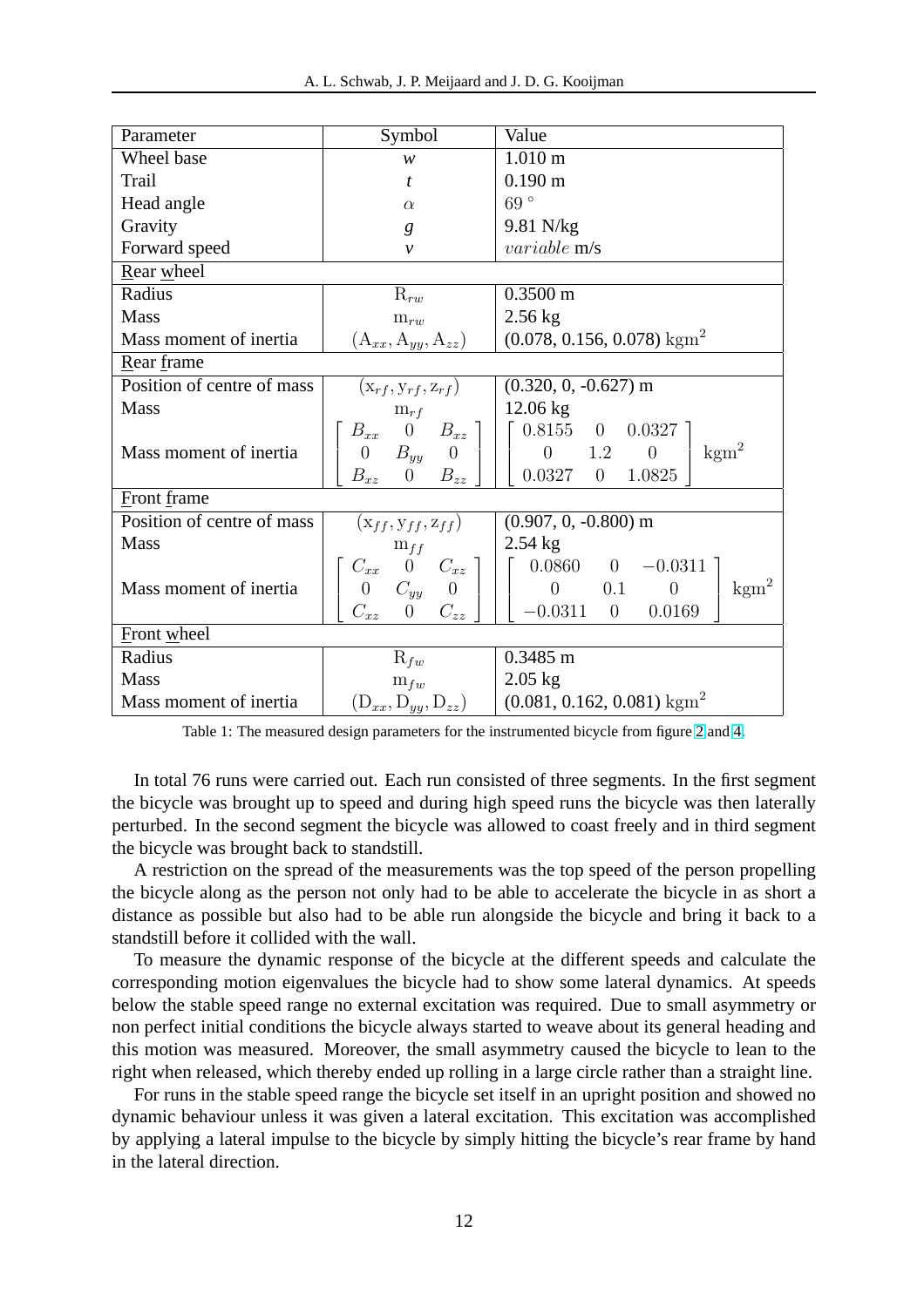| Parameter | Symbol | Value |
|---|---|---|
| Wheel base | $w$ | 1.010 m |
| Trail | $t$ | 0.190 m |
| Head angle | $\alpha$ | $69^\circ$ |
| Gravity | $g$ | 9.81 N/kg |
| Forward speed | $v$ | $variable$ m/s |
| Rear wheel | | |
| Radius | $\mathrm{R}_{rw}$ | 0.3500 m |
| Mass | $\mathrm{m}_{rw}$ | 2.56 kg |
| Mass moment of inertia | $(\mathrm{A}_{xx}, \mathrm{A}_{yy}, \mathrm{A}_{zz})$ | (0.078, 0.156, 0.078) $\mathrm{kgm}^2$ |
| Rear frame | | |
| Position of centre of mass | $(\mathrm{x}_{rf}, \mathrm{y}_{rf}, \mathrm{z}_{rf})$ | (0.320, 0, -0.627) m |
| Mass | $\mathrm{m}_{rf}$ | 12.06 kg |
| Mass moment of inertia | $\begin{bmatrix} B_{xx} & 0 & B_{xz} \\ 0 & B_{yy} & 0 \\ B_{xz} & 0 & B_{zz} \end{bmatrix}$ | $\begin{bmatrix} 0.8155 & 0 & 0.0327 \\ 0 & 1.2 & 0 \\ 0.0327 & 0 & 1.0825 \end{bmatrix} \mathrm{kgm}^2$ |
| Front frame | | |
| Position of centre of mass | $(\mathrm{x}_{ff}, \mathrm{y}_{ff}, \mathrm{z}_{ff})$ | (0.907, 0, -0.800) m |
| Mass | $\mathrm{m}_{ff}$ | 2.54 kg |
| Mass moment of inertia | $\begin{bmatrix} C_{xx} & 0 & C_{xz} \\ 0 & C_{yy} & 0 \\ C_{xz} & 0 & C_{zz} \end{bmatrix}$ | $\begin{bmatrix} 0.0860 & 0 & -0.0311 \\ 0 & 0.1 & 0 \\ -0.0311 & 0 & 0.0169 \end{bmatrix} \mathrm{kgm}^2$ |
| Front wheel | | |
| Radius | $\mathrm{R}_{fw}$ | 0.3485 m |
| Mass | $\mathrm{m}_{fw}$ | 2.05 kg |
| Mass moment of inertia | $(\mathrm{D}_{xx}, \mathrm{D}_{yy}, \mathrm{D}_{zz})$ | (0.081, 0.162, 0.081) $\mathrm{kgm}^2$ |

Table 1: The measured design parameters for the instrumented bicycle from figure 2 and 4.

In total 76 runs were carried out. Each run consisted of three segments. In the first segment the bicycle was brought up to speed and during high speed runs the bicycle was then laterally perturbed. In the second segment the bicycle was allowed to coast freely and in third segment the bicycle was brought back to standstill.

A restriction on the spread of the measurements was the top speed of the person propelling the bicycle along as the person not only had to be able to accelerate the bicycle in as short a distance as possible but also had to be able run alongside the bicycle and bring it back to a standstill before it collided with the wall.

To measure the dynamic response of the bicycle at the different speeds and calculate the corresponding motion eigenvalues the bicycle had to show some lateral dynamics. At speeds below the stable speed range no external excitation was required. Due to small asymmetry or non perfect initial conditions the bicycle always started to weave about its general heading and this motion was measured. Moreover, the small asymmetry caused the bicycle to lean to the right when released, which thereby ended up rolling in a large circle rather than a straight line.

For runs in the stable speed range the bicycle set itself in an upright position and showed no dynamic behaviour unless it was given a lateral excitation. This excitation was accomplished by applying a lateral impulse to the bicycle by simply hitting the bicycle's rear frame by hand in the lateral direction.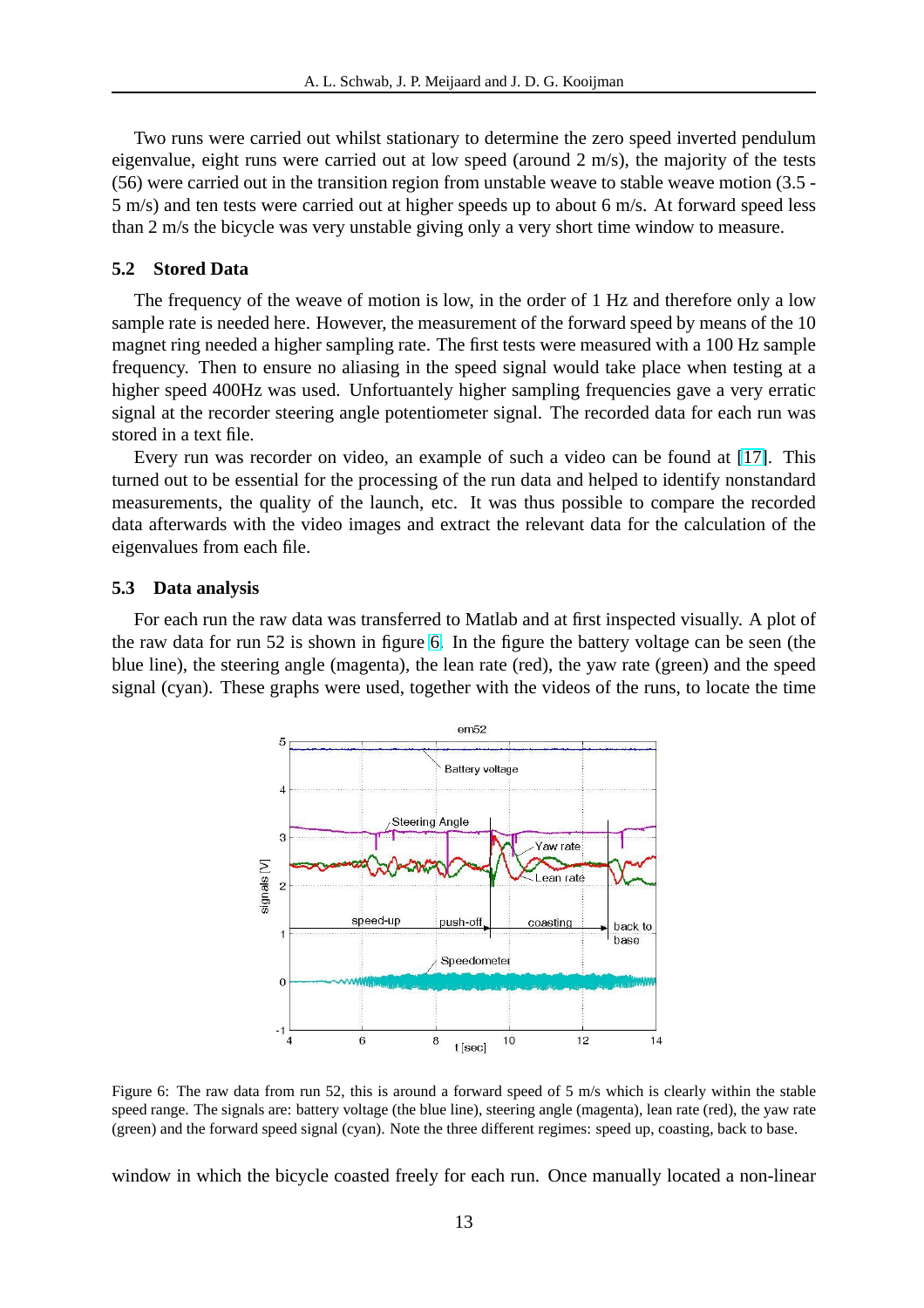Two runs were carried out whilst stationary to determine the zero speed inverted pendulum eigenvalue, eight runs were carried out at low speed (around 2 m/s), the majority of the tests (56) were carried out in the transition region from unstable weave to stable weave motion (3.5 - 5 m/s) and ten tests were carried out at higher speeds up to about 6 m/s. At forward speed less than 2 m/s the bicycle was very unstable giving only a very short time window to measure.

## 5.2 Stored Data

The frequency of the weave of motion is low, in the order of 1 Hz and therefore only a low sample rate is needed here. However, the measurement of the forward speed by means of the 10 magnet ring needed a higher sampling rate. The first tests were measured with a 100 Hz sample frequency. Then to ensure no aliasing in the speed signal would take place when testing at a higher speed 400Hz was used. Unfortuantely higher sampling frequencies gave a very erratic signal at the recorder steering angle potentiometer signal. The recorded data for each run was stored in a text file.

Every run was recorder on video, an example of such a video can be found at [17]. This turned out to be essential for the processing of the run data and helped to identify nonstandard measurements, the quality of the launch, etc. It was thus possible to compare the recorded data afterwards with the video images and extract the relevant data for the calculation of the eigenvalues from each file.

## 5.3 Data analysis

For each run the raw data was transferred to Matlab and at first inspected visually. A plot of the raw data for run 52 is shown in figure 6. In the figure the battery voltage can be seen (the blue line), the steering angle (magenta), the lean rate (red), the yaw rate (green) and the speed signal (cyan). These graphs were used, together with the videos of the runs, to locate the time

Figure 6: The raw data from run 52, this is around a forward speed of 5 m/s which is clearly within the stable speed range. The signals are: battery voltage (the blue line), steering angle (magenta), lean rate (red), the yaw rate (green) and the forward speed signal (cyan). Note the three different regimes: speed up, coasting, back to base.

window in which the bicycle coasted freely for each run. Once manually located a non-linear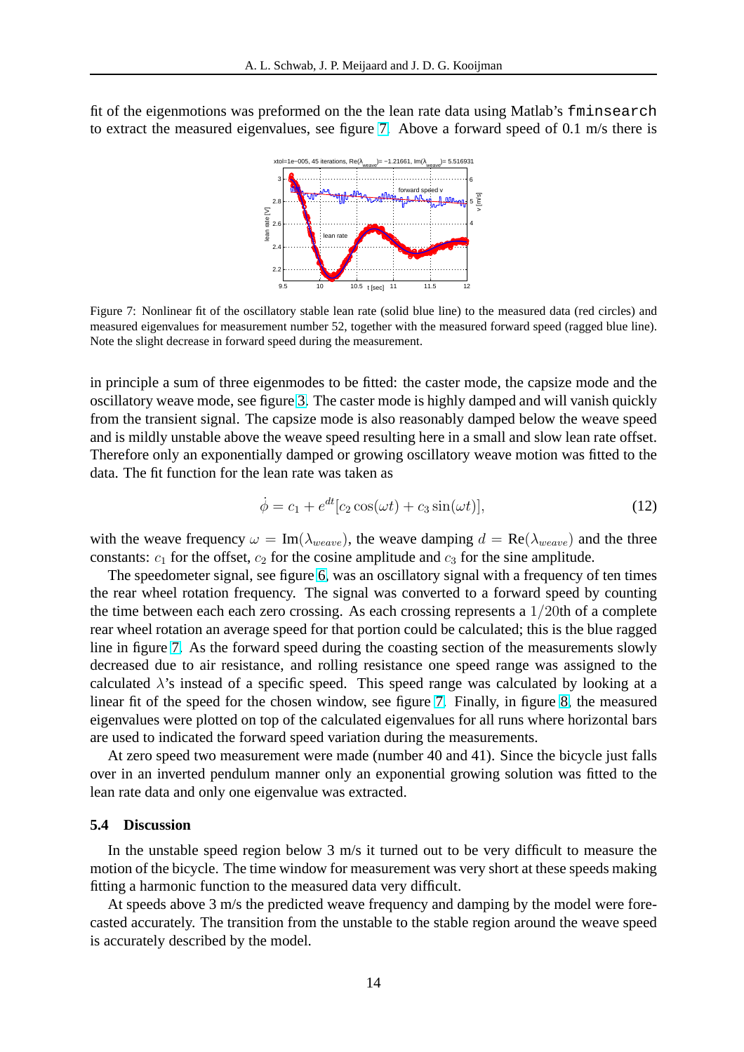fit of the eigenmotions was preformed on the the lean rate data using Matlab's `fminsearch` to extract the measured eigenvalues, see figure 7. Above a forward speed of 0.1 m/s there is

Figure 7: Nonlinear fit of the oscillatory stable lean rate (solid blue line) to the measured data (red circles) and measured eigenvalues for measurement number 52, together with the measured forward speed (ragged blue line). Note the slight decrease in forward speed during the measurement.

in principle a sum of three eigenmodes to be fitted: the caster mode, the capsize mode and the oscillatory weave mode, see figure 3. The caster mode is highly damped and will vanish quickly from the transient signal. The capsize mode is also reasonably damped below the weave speed and is mildly unstable above the weave speed resulting here in a small and slow lean rate offset. Therefore only an exponentially damped or growing oscillatory weave motion was fitted to the data. The fit function for the lean rate was taken as

$$\dot{\phi} = c_1 + e^{dt}[c_2 \cos(\omega t) + c_3 \sin(\omega t)], \tag{12}$$

with the weave frequency $\omega = \text{Im}(\lambda_{weave})$, the weave damping $d = \text{Re}(\lambda_{weave})$ and the three constants: $c_1$ for the offset, $c_2$ for the cosine amplitude and $c_3$ for the sine amplitude.

The speedometer signal, see figure 6, was an oscillatory signal with a frequency of ten times the rear wheel rotation frequency. The signal was converted to a forward speed by counting the time between each each zero crossing. As each crossing represents a $1/20$th of a complete rear wheel rotation an average speed for that portion could be calculated; this is the blue ragged line in figure 7. As the forward speed during the coasting section of the measurements slowly decreased due to air resistance, and rolling resistance one speed range was assigned to the calculated $\lambda$'s instead of a specific speed. This speed range was calculated by looking at a linear fit of the speed for the chosen window, see figure 7. Finally, in figure 8, the measured eigenvalues were plotted on top of the calculated eigenvalues for all runs where horizontal bars are used to indicated the forward speed variation during the measurements.

At zero speed two measurement were made (number 40 and 41). Since the bicycle just falls over in an inverted pendulum manner only an exponential growing solution was fitted to the lean rate data and only one eigenvalue was extracted.

### 5.4 Discussion

In the unstable speed region below 3 m/s it turned out to be very difficult to measure the motion of the bicycle. The time window for measurement was very short at these speeds making fitting a harmonic function to the measured data very difficult.

At speeds above 3 m/s the predicted weave frequency and damping by the model were forecasted accurately. The transition from the unstable to the stable region around the weave speed is accurately described by the model.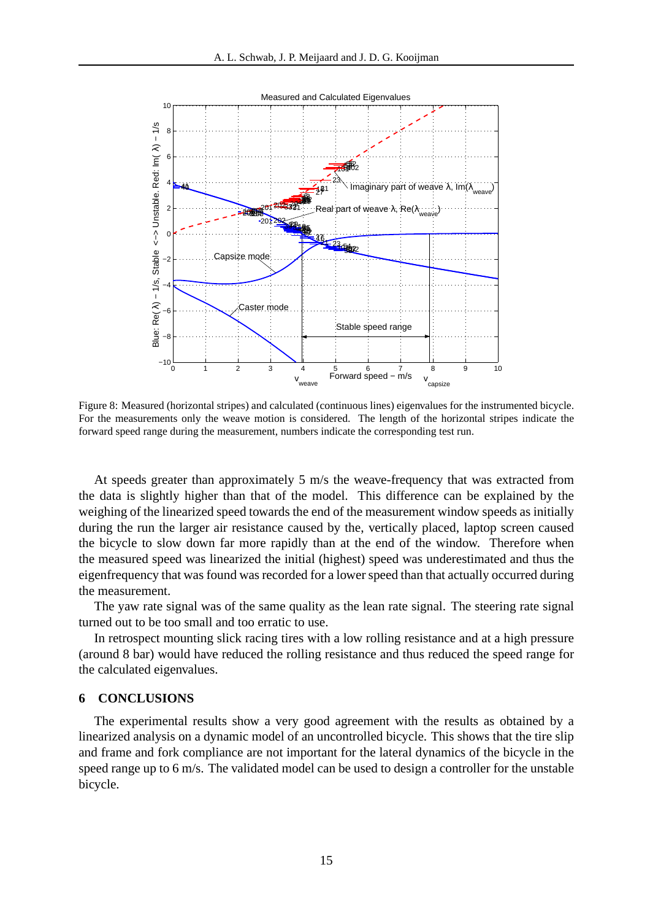Figure 8: Measured (horizontal stripes) and calculated (continuous lines) eigenvalues for the instrumented bicycle. For the measurements only the weave motion is considered. The length of the horizontal stripes indicate the forward speed range during the measurement, numbers indicate the corresponding test run.

At speeds greater than approximately 5 m/s the weave-frequency that was extracted from the data is slightly higher than that of the model. This difference can be explained by the weighing of the linearized speed towards the end of the measurement window speeds as initially during the run the larger air resistance caused by the, vertically placed, laptop screen caused the bicycle to slow down far more rapidly than at the end of the window. Therefore when the measured speed was linearized the initial (highest) speed was underestimated and thus the eigenfrequency that was found was recorded for a lower speed than that actually occurred during the measurement.

The yaw rate signal was of the same quality as the lean rate signal. The steering rate signal turned out to be too small and too erratic to use.

In retrospect mounting slick racing tires with a low rolling resistance and at a high pressure (around 8 bar) would have reduced the rolling resistance and thus reduced the speed range for the calculated eigenvalues.

## 6 CONCLUSIONS

The experimental results show a very good agreement with the results as obtained by a linearized analysis on a dynamic model of an uncontrolled bicycle. This shows that the tire slip and frame and fork compliance are not important for the lateral dynamics of the bicycle in the speed range up to 6 m/s. The validated model can be used to design a controller for the unstable bicycle.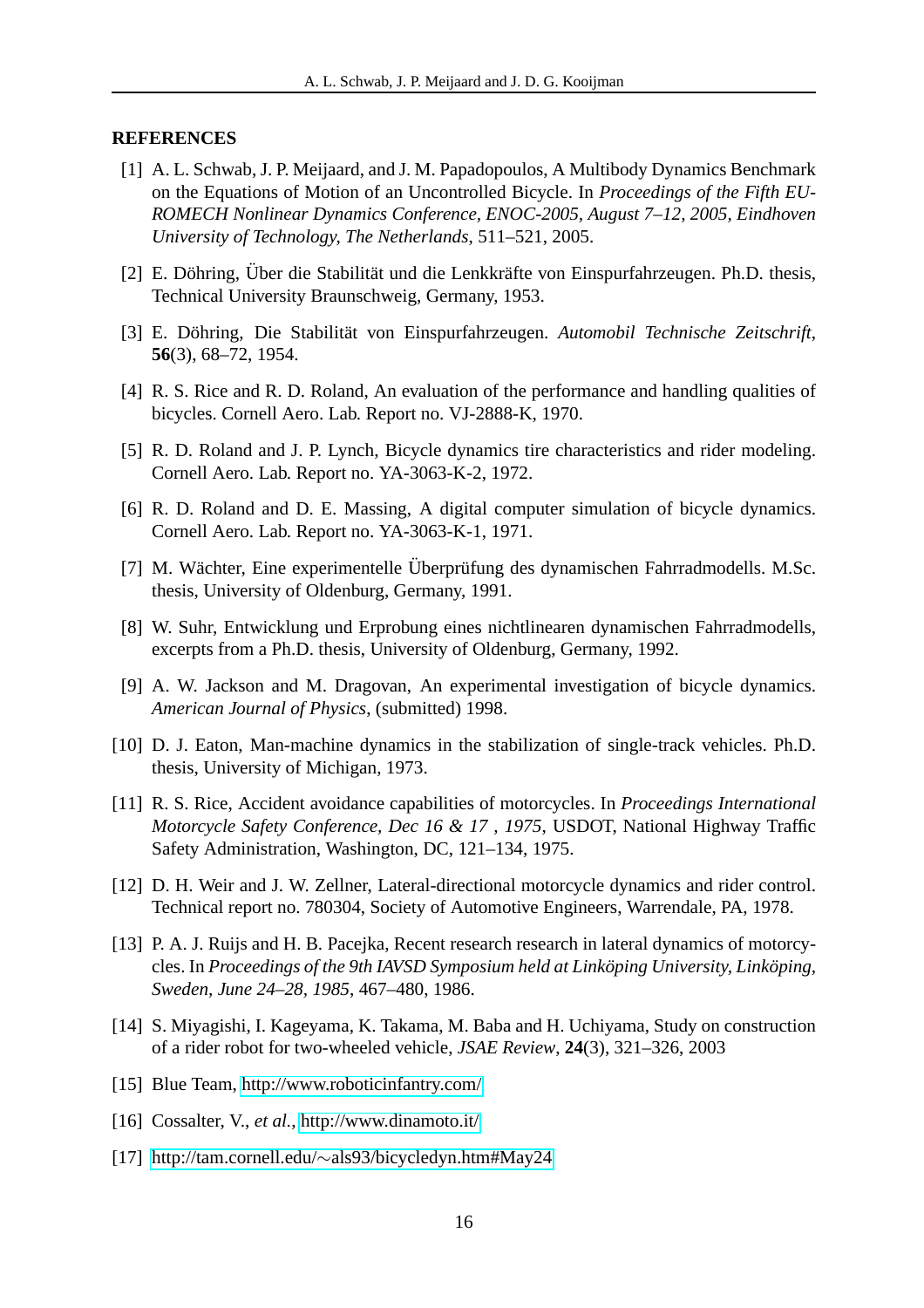## REFERENCES

[1] A. L. Schwab, J. P. Meijaard, and J. M. Papadopoulos, A Multibody Dynamics Benchmark on the Equations of Motion of an Uncontrolled Bicycle. In *Proceedings of the Fifth EUROMECH Nonlinear Dynamics Conference, ENOC-2005, August 7–12, 2005, Eindhoven University of Technology, The Netherlands*, 511–521, 2005.

[2] E. Döhring, Über die Stabilität und die Lenkkräfte von Einspurfahrzeugen. Ph.D. thesis, Technical University Braunschweig, Germany, 1953.

[3] E. Döhring, Die Stabilität von Einspurfahrzeugen. *Automobil Technische Zeitschrift*, **56**(3), 68–72, 1954.

[4] R. S. Rice and R. D. Roland, An evaluation of the performance and handling qualities of bicycles. Cornell Aero. Lab. Report no. VJ-2888-K, 1970.

[5] R. D. Roland and J. P. Lynch, Bicycle dynamics tire characteristics and rider modeling. Cornell Aero. Lab. Report no. YA-3063-K-2, 1972.

[6] R. D. Roland and D. E. Massing, A digital computer simulation of bicycle dynamics. Cornell Aero. Lab. Report no. YA-3063-K-1, 1971.

[7] M. Wächter, Eine experimentelle Überprüfung des dynamischen Fahrradmodells. M.Sc. thesis, University of Oldenburg, Germany, 1991.

[8] W. Suhr, Entwicklung und Erprobung eines nichtlinearen dynamischen Fahrradmodells, excerpts from a Ph.D. thesis, University of Oldenburg, Germany, 1992.

[9] A. W. Jackson and M. Dragovan, An experimental investigation of bicycle dynamics. *American Journal of Physics*, (submitted) 1998.

[10] D. J. Eaton, Man-machine dynamics in the stabilization of single-track vehicles. Ph.D. thesis, University of Michigan, 1973.

[11] R. S. Rice, Accident avoidance capabilities of motorcycles. In *Proceedings International Motorcycle Safety Conference, Dec 16 & 17 , 1975*, USDOT, National Highway Traffic Safety Administration, Washington, DC, 121–134, 1975.

[12] D. H. Weir and J. W. Zellner, Lateral-directional motorcycle dynamics and rider control. Technical report no. 780304, Society of Automotive Engineers, Warrendale, PA, 1978.

[13] P. A. J. Ruijs and H. B. Pacejka, Recent research research in lateral dynamics of motorcycles. In *Proceedings of the 9th IAVSD Symposium held at Linköping University, Linköping, Sweden, June 24–28, 1985*, 467–480, 1986.

[14] S. Miyagishi, I. Kageyama, K. Takama, M. Baba and H. Uchiyama, Study on construction of a rider robot for two-wheeled vehicle, *JSAE Review*, **24**(3), 321–326, 2003

[15] Blue Team, http://www.roboticinfantry.com/

[16] Cossalter, V., *et al.*, http://www.dinamoto.it/

[17] http://tam.cornell.edu/∼als93/bicycledyn.htm#May24